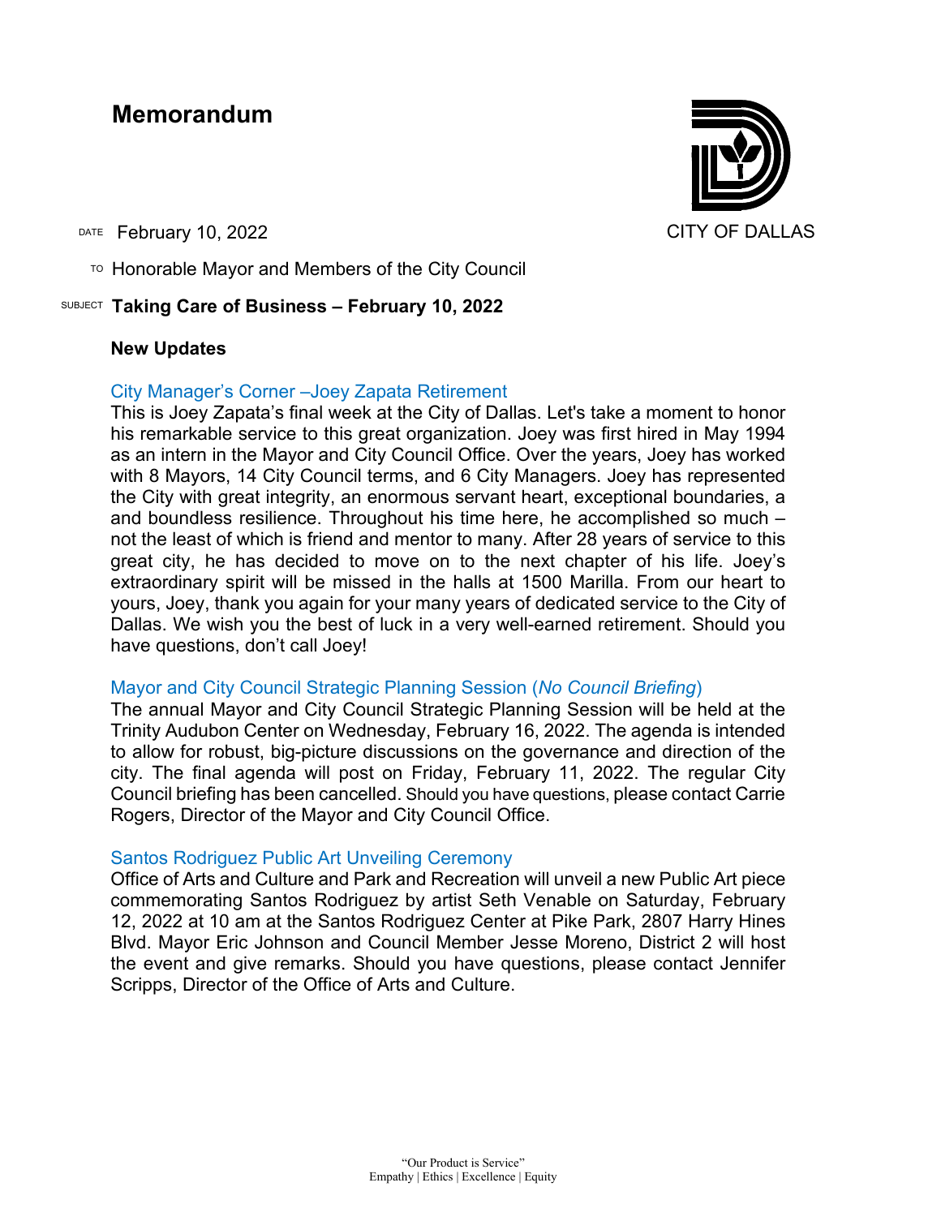# Memorandum

CITY OF DALLAS

DATE February 10, 2022

TO Honorable Mayor and Members of the City Council

SUBJECT **Taking Care of Business – February 10, 2022**

**New Updates**

City Manager's Corner –Joey Zapata Retirement

This is Joey Zapata's final week at the City of Dallas. Let's take a moment to honor his remarkable service to this great organization. Joey was first hired in May 1994 as an intern in the Mayor and City Council Office. Over the years, Joey has worked with 8 Mayors, 14 City Council terms, and 6 City Managers. Joey has represented the City with great integrity, an enormous servant heart, exceptional boundaries, a and boundless resilience. Throughout his time here, he accomplished so much – not the least of which is friend and mentor to many. After 28 years of service to this great city, he has decided to move on to the next chapter of his life. Joey's extraordinary spirit will be missed in the halls at 1500 Marilla. From our heart to yours, Joey, thank you again for your many years of dedicated service to the City of Dallas. We wish you the best of luck in a very well-earned retirement. Should you have questions, don't call Joey!

Mayor and City Council Strategic Planning Session (*No Council Briefing*)

The annual Mayor and City Council Strategic Planning Session will be held at the Trinity Audubon Center on Wednesday, February 16, 2022. The agenda is intended to allow for robust, big-picture discussions on the governance and direction of the city. The final agenda will post on Friday, February 11, 2022. The regular City Council briefing has been cancelled. Should you have questions, please contact Carrie Rogers, Director of the Mayor and City Council Office.

Santos Rodriguez Public Art Unveiling Ceremony

Office of Arts and Culture and Park and Recreation will unveil a new Public Art piece commemorating Santos Rodriguez by artist Seth Venable on Saturday, February 12, 2022 at 10 am at the Santos Rodriguez Center at Pike Park, 2807 Harry Hines Blvd. Mayor Eric Johnson and Council Member Jesse Moreno, District 2 will host the event and give remarks. Should you have questions, please contact Jennifer Scripps, Director of the Office of Arts and Culture.

"Our Product is Service"
Empathy | Ethics | Excellence | Equity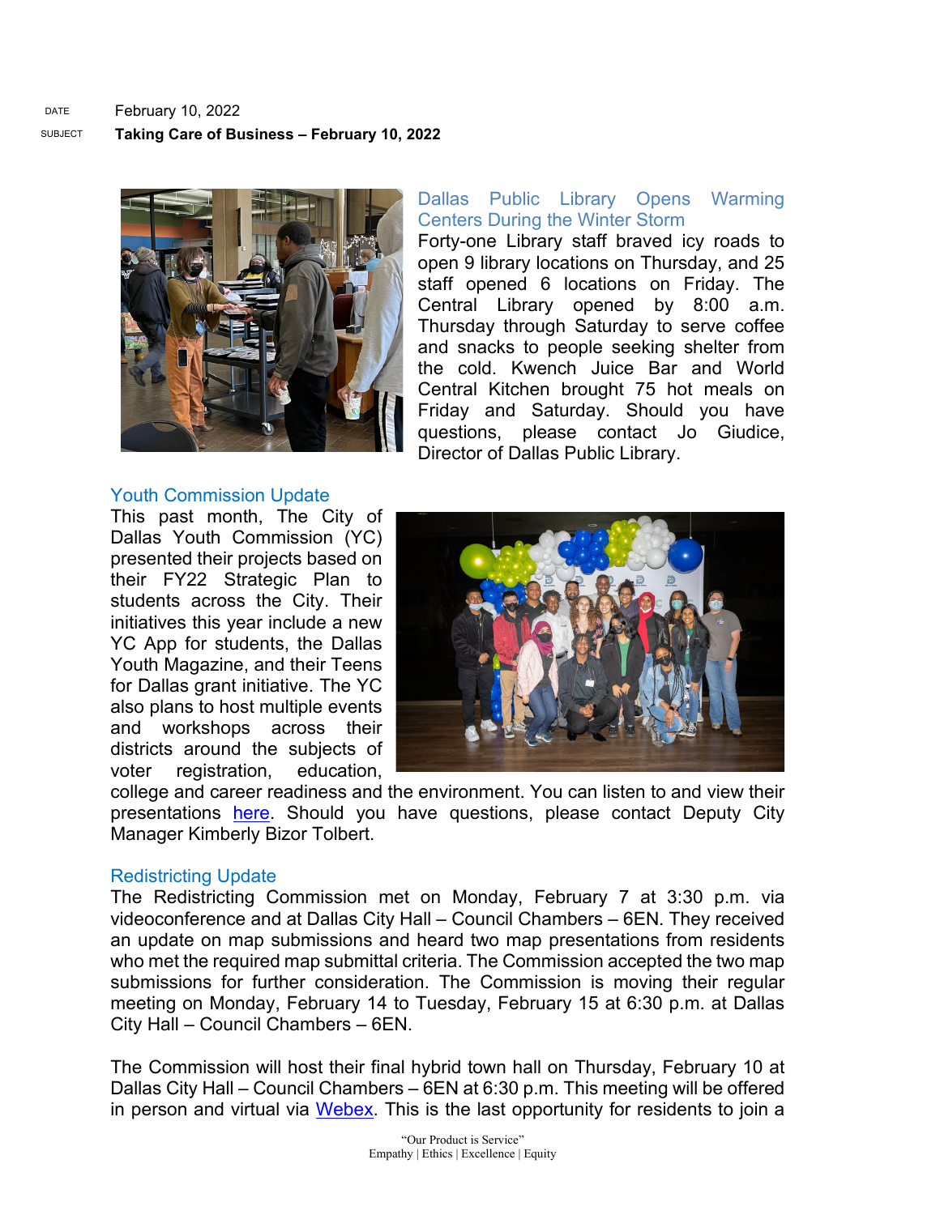DATE February 10, 2022

SUBJECT **Taking Care of Business – February 10, 2022**

## Dallas Public Library Opens Warming Centers During the Winter Storm

Forty-one Library staff braved icy roads to open 9 library locations on Thursday, and 25 staff opened 6 locations on Friday. The Central Library opened by 8:00 a.m. Thursday through Saturday to serve coffee and snacks to people seeking shelter from the cold. Kwench Juice Bar and World Central Kitchen brought 75 hot meals on Friday and Saturday. Should you have questions, please contact Jo Giudice, Director of Dallas Public Library.

## Youth Commission Update

This past month, The City of Dallas Youth Commission (YC) presented their projects based on their FY22 Strategic Plan to students across the City. Their initiatives this year include a new YC App for students, the Dallas Youth Magazine, and their Teens for Dallas grant initiative. The YC also plans to host multiple events and workshops across their districts around the subjects of voter registration, education, college and career readiness and the environment. You can listen to and view their presentations [here](). Should you have questions, please contact Deputy City Manager Kimberly Bizor Tolbert.

## Redistricting Update

The Redistricting Commission met on Monday, February 7 at 3:30 p.m. via videoconference and at Dallas City Hall – Council Chambers – 6EN. They received an update on map submissions and heard two map presentations from residents who met the required map submittal criteria. The Commission accepted the two map submissions for further consideration. The Commission is moving their regular meeting on Monday, February 14 to Tuesday, February 15 at 6:30 p.m. at Dallas City Hall – Council Chambers – 6EN.

The Commission will host their final hybrid town hall on Thursday, February 10 at Dallas City Hall – Council Chambers – 6EN at 6:30 p.m. This meeting will be offered in person and virtual via [Webex](). This is the last opportunity for residents to join a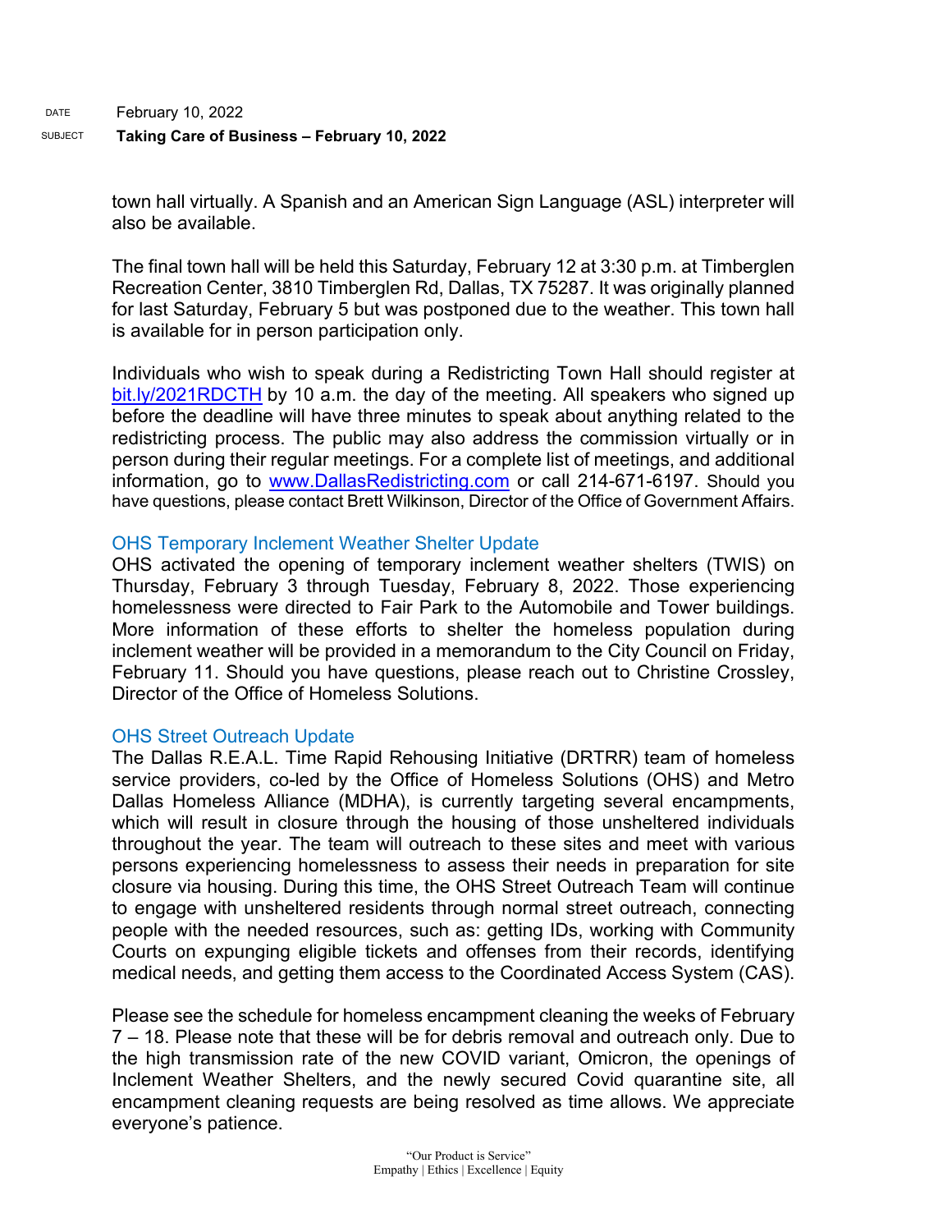town hall virtually. A Spanish and an American Sign Language (ASL) interpreter will also be available.

The final town hall will be held this Saturday, February 12 at 3:30 p.m. at Timberglen Recreation Center, 3810 Timberglen Rd, Dallas, TX 75287. It was originally planned for last Saturday, February 5 but was postponed due to the weather. This town hall is available for in person participation only.

Individuals who wish to speak during a Redistricting Town Hall should register at bit.ly/2021RDCTH by 10 a.m. the day of the meeting. All speakers who signed up before the deadline will have three minutes to speak about anything related to the redistricting process. The public may also address the commission virtually or in person during their regular meetings. For a complete list of meetings, and additional information, go to www.DallasRedistricting.com or call 214-671-6197. Should you have questions, please contact Brett Wilkinson, Director of the Office of Government Affairs.

### OHS Temporary Inclement Weather Shelter Update

OHS activated the opening of temporary inclement weather shelters (TWIS) on Thursday, February 3 through Tuesday, February 8, 2022. Those experiencing homelessness were directed to Fair Park to the Automobile and Tower buildings. More information of these efforts to shelter the homeless population during inclement weather will be provided in a memorandum to the City Council on Friday, February 11. Should you have questions, please reach out to Christine Crossley, Director of the Office of Homeless Solutions.

### OHS Street Outreach Update

The Dallas R.E.A.L. Time Rapid Rehousing Initiative (DRTRR) team of homeless service providers, co-led by the Office of Homeless Solutions (OHS) and Metro Dallas Homeless Alliance (MDHA), is currently targeting several encampments, which will result in closure through the housing of those unsheltered individuals throughout the year. The team will outreach to these sites and meet with various persons experiencing homelessness to assess their needs in preparation for site closure via housing. During this time, the OHS Street Outreach Team will continue to engage with unsheltered residents through normal street outreach, connecting people with the needed resources, such as: getting IDs, working with Community Courts on expunging eligible tickets and offenses from their records, identifying medical needs, and getting them access to the Coordinated Access System (CAS).

Please see the schedule for homeless encampment cleaning the weeks of February 7 – 18. Please note that these will be for debris removal and outreach only. Due to the high transmission rate of the new COVID variant, Omicron, the openings of Inclement Weather Shelters, and the newly secured Covid quarantine site, all encampment cleaning requests are being resolved as time allows. We appreciate everyone's patience.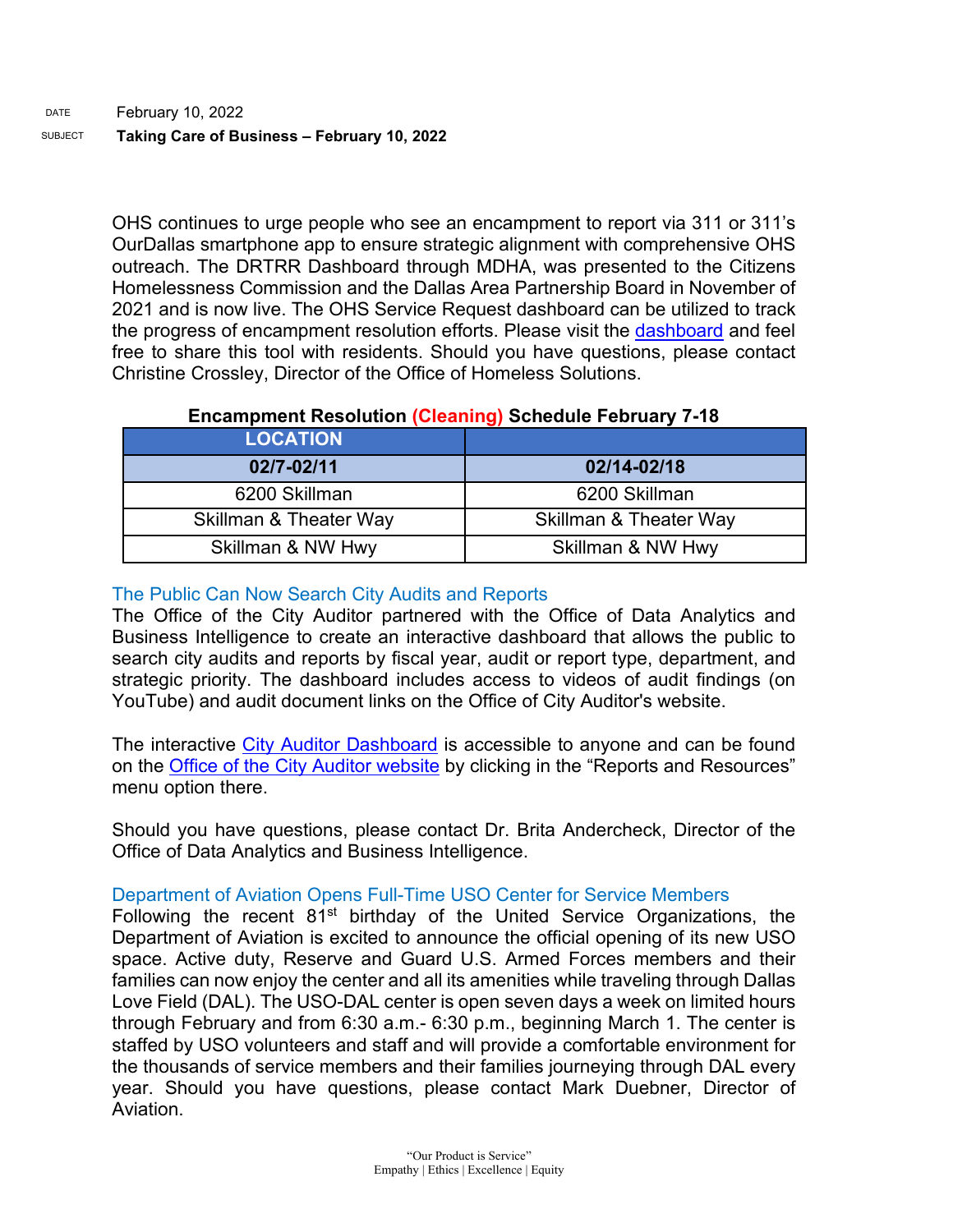DATE February 10, 2022

SUBJECT **Taking Care of Business – February 10, 2022**

OHS continues to urge people who see an encampment to report via 311 or 311's OurDallas smartphone app to ensure strategic alignment with comprehensive OHS outreach. The DRTRR Dashboard through MDHA, was presented to the Citizens Homelessness Commission and the Dallas Area Partnership Board in November of 2021 and is now live. The OHS Service Request dashboard can be utilized to track the progress of encampment resolution efforts. Please visit the dashboard and feel free to share this tool with residents. Should you have questions, please contact Christine Crossley, Director of the Office of Homeless Solutions.

**Encampment Resolution (Cleaning) Schedule February 7-18**

| LOCATION | |
|---|---|
| **02/7-02/11** | **02/14-02/18** |
| 6200 Skillman | 6200 Skillman |
| Skillman & Theater Way | Skillman & Theater Way |
| Skillman & NW Hwy | Skillman & NW Hwy |

### The Public Can Now Search City Audits and Reports

The Office of the City Auditor partnered with the Office of Data Analytics and Business Intelligence to create an interactive dashboard that allows the public to search city audits and reports by fiscal year, audit or report type, department, and strategic priority. The dashboard includes access to videos of audit findings (on YouTube) and audit document links on the Office of City Auditor's website.

The interactive City Auditor Dashboard is accessible to anyone and can be found on the Office of the City Auditor website by clicking in the "Reports and Resources" menu option there.

Should you have questions, please contact Dr. Brita Andercheck, Director of the Office of Data Analytics and Business Intelligence.

### Department of Aviation Opens Full-Time USO Center for Service Members

Following the recent 81st birthday of the United Service Organizations, the Department of Aviation is excited to announce the official opening of its new USO space. Active duty, Reserve and Guard U.S. Armed Forces members and their families can now enjoy the center and all its amenities while traveling through Dallas Love Field (DAL). The USO-DAL center is open seven days a week on limited hours through February and from 6:30 a.m.- 6:30 p.m., beginning March 1. The center is staffed by USO volunteers and staff and will provide a comfortable environment for the thousands of service members and their families journeying through DAL every year. Should you have questions, please contact Mark Duebner, Director of Aviation.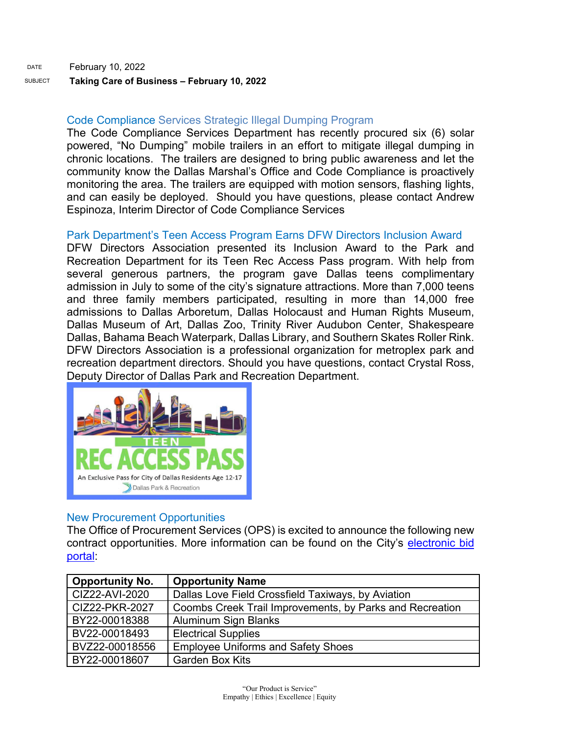DATE February 10, 2022

SUBJECT **Taking Care of Business – February 10, 2022**

## Code Compliance Services Strategic Illegal Dumping Program

The Code Compliance Services Department has recently procured six (6) solar powered, "No Dumping" mobile trailers in an effort to mitigate illegal dumping in chronic locations. The trailers are designed to bring public awareness and let the community know the Dallas Marshal's Office and Code Compliance is proactively monitoring the area. The trailers are equipped with motion sensors, flashing lights, and can easily be deployed. Should you have questions, please contact Andrew Espinoza, Interim Director of Code Compliance Services

## Park Department's Teen Access Program Earns DFW Directors Inclusion Award

DFW Directors Association presented its Inclusion Award to the Park and Recreation Department for its Teen Rec Access Pass program. With help from several generous partners, the program gave Dallas teens complimentary admission in July to some of the city's signature attractions. More than 7,000 teens and three family members participated, resulting in more than 14,000 free admissions to Dallas Arboretum, Dallas Holocaust and Human Rights Museum, Dallas Museum of Art, Dallas Zoo, Trinity River Audubon Center, Shakespeare Dallas, Bahama Beach Waterpark, Dallas Library, and Southern Skates Roller Rink. DFW Directors Association is a professional organization for metroplex park and recreation department directors. Should you have questions, contact Crystal Ross, Deputy Director of Dallas Park and Recreation Department.

TEEN REC ACCESS PASS
An Exclusive Pass for City of Dallas Residents Age 12-17
Dallas Park & Recreation

## New Procurement Opportunities

The Office of Procurement Services (OPS) is excited to announce the following new contract opportunities. More information can be found on the City's electronic bid portal:

| Opportunity No. | Opportunity Name |
|---|---|
| CIZ22-AVI-2020 | Dallas Love Field Crossfield Taxiways, by Aviation |
| CIZ22-PKR-2027 | Coombs Creek Trail Improvements, by Parks and Recreation |
| BY22-00018388 | Aluminum Sign Blanks |
| BV22-00018493 | Electrical Supplies |
| BVZ22-00018556 | Employee Uniforms and Safety Shoes |
| BY22-00018607 | Garden Box Kits |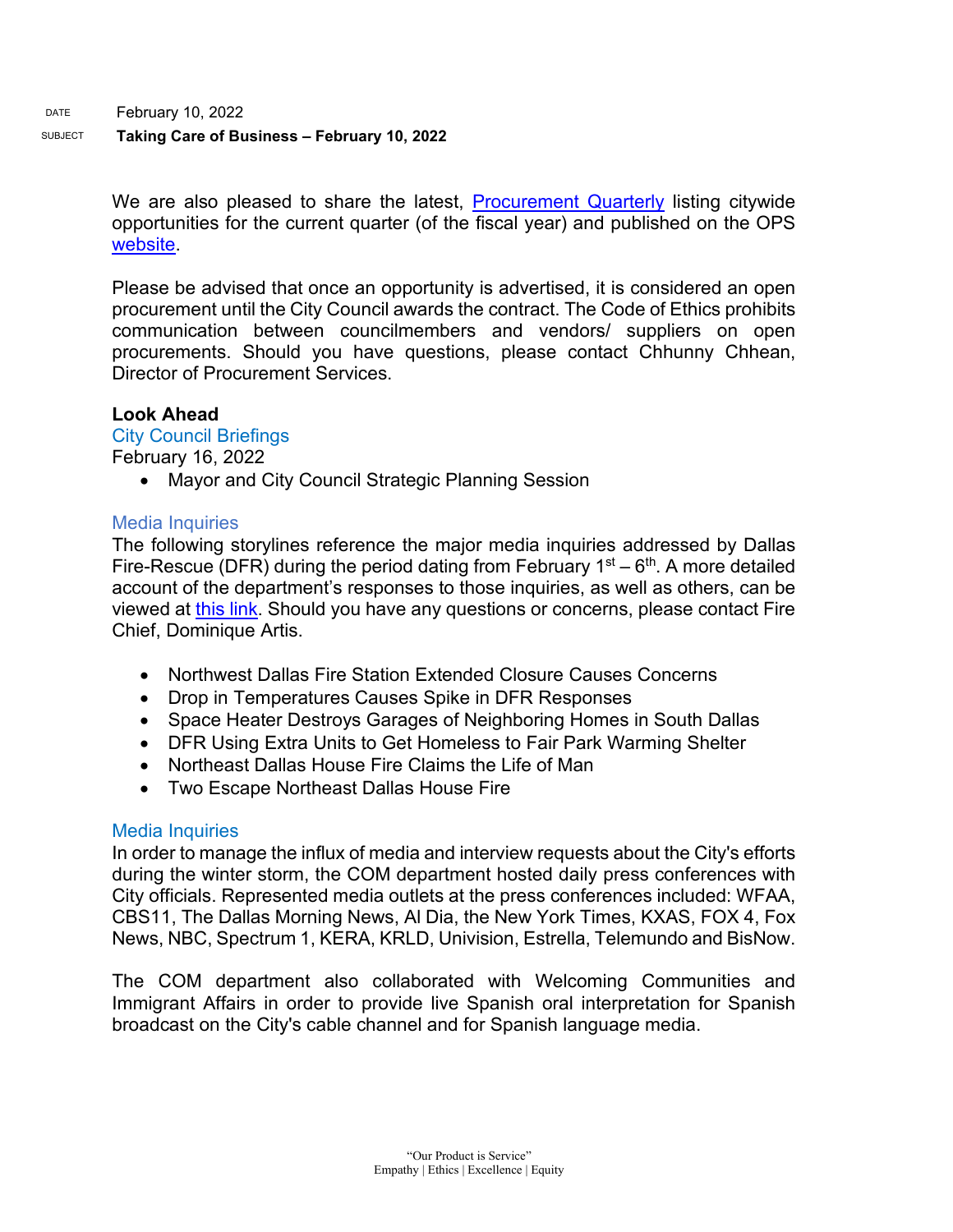We are also pleased to share the latest, [Procurement Quarterly] listing citywide opportunities for the current quarter (of the fiscal year) and published on the OPS [website].

Please be advised that once an opportunity is advertised, it is considered an open procurement until the City Council awards the contract. The Code of Ethics prohibits communication between councilmembers and vendors/ suppliers on open procurements. Should you have questions, please contact Chhunny Chhean, Director of Procurement Services.

## Look Ahead

### City Council Briefings

February 16, 2022

- Mayor and City Council Strategic Planning Session

### Media Inquiries

The following storylines reference the major media inquiries addressed by Dallas Fire-Rescue (DFR) during the period dating from February 1st – 6th. A more detailed account of the department's responses to those inquiries, as well as others, can be viewed at [this link]. Should you have any questions or concerns, please contact Fire Chief, Dominique Artis.

- Northwest Dallas Fire Station Extended Closure Causes Concerns
- Drop in Temperatures Causes Spike in DFR Responses
- Space Heater Destroys Garages of Neighboring Homes in South Dallas
- DFR Using Extra Units to Get Homeless to Fair Park Warming Shelter
- Northeast Dallas House Fire Claims the Life of Man
- Two Escape Northeast Dallas House Fire

### Media Inquiries

In order to manage the influx of media and interview requests about the City's efforts during the winter storm, the COM department hosted daily press conferences with City officials. Represented media outlets at the press conferences included: WFAA, CBS11, The Dallas Morning News, Al Dia, the New York Times, KXAS, FOX 4, Fox News, NBC, Spectrum 1, KERA, KRLD, Univision, Estrella, Telemundo and BisNow.

The COM department also collaborated with Welcoming Communities and Immigrant Affairs in order to provide live Spanish oral interpretation for Spanish broadcast on the City's cable channel and for Spanish language media.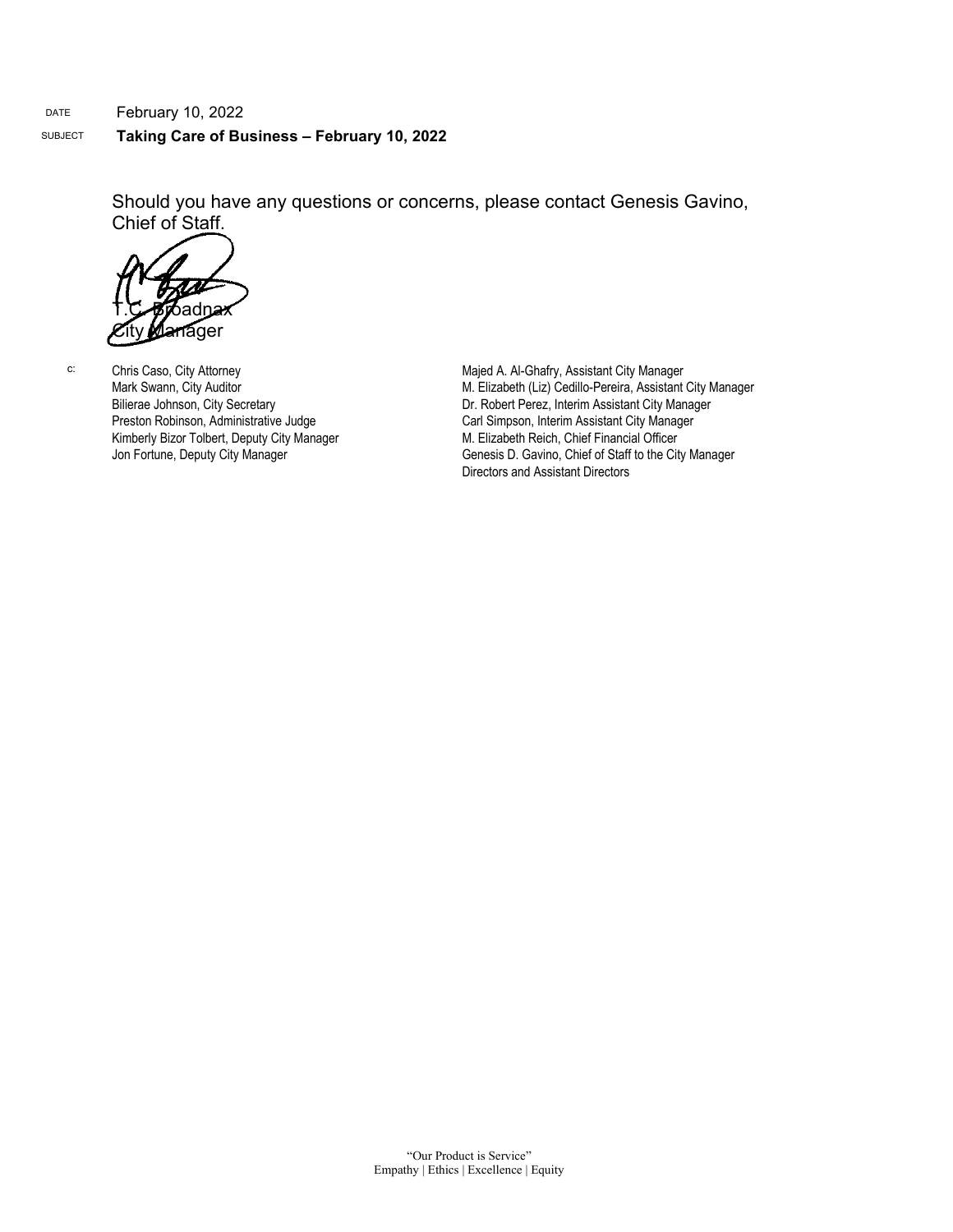DATE February 10, 2022

SUBJECT **Taking Care of Business – February 10, 2022**

Should you have any questions or concerns, please contact Genesis Gavino, Chief of Staff.

T.C. Broadnax
City Manager

c:
Chris Caso, City Attorney
Mark Swann, City Auditor
Bilierae Johnson, City Secretary
Preston Robinson, Administrative Judge
Kimberly Bizor Tolbert, Deputy City Manager
Jon Fortune, Deputy City Manager
Majed A. Al-Ghafry, Assistant City Manager
M. Elizabeth (Liz) Cedillo-Pereira, Assistant City Manager
Dr. Robert Perez, Interim Assistant City Manager
Carl Simpson, Interim Assistant City Manager
M. Elizabeth Reich, Chief Financial Officer
Genesis D. Gavino, Chief of Staff to the City Manager
Directors and Assistant Directors

"Our Product is Service"
Empathy | Ethics | Excellence | Equity